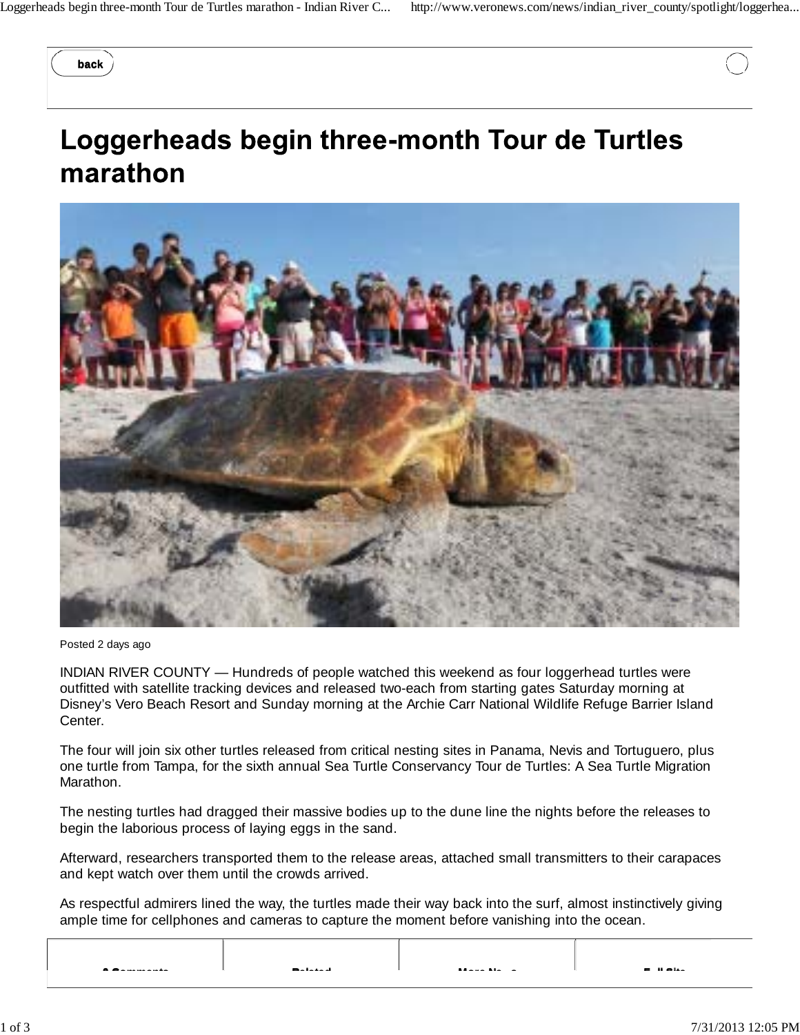back

# Loggerheads begin three-month Tour de Turtles marathon

Posted 2 days ago

INDIAN RIVER COUNTY — Hundreds of people watched this weekend as four loggerhead turtles were outfitted with satellite tracking devices and released two-each from starting gates Saturday morning at Disney's Vero Beach Resort and Sunday morning at the Archie Carr National Wildlife Refuge Barrier Island Center.

The four will join six other turtles released from critical nesting sites in Panama, Nevis and Tortuguero, plus one turtle from Tampa, for the sixth annual Sea Turtle Conservancy Tour de Turtles: A Sea Turtle Migration Marathon.

The nesting turtles had dragged their massive bodies up to the dune line the nights before the releases to begin the laborious process of laying eggs in the sand.

Afterward, researchers transported them to the release areas, attached small transmitters to their carapaces and kept watch over them until the crowds arrived.

As respectful admirers lined the way, the turtles made their way back into the surf, almost instinctively giving ample time for cellphones and cameras to capture the moment before vanishing into the ocean.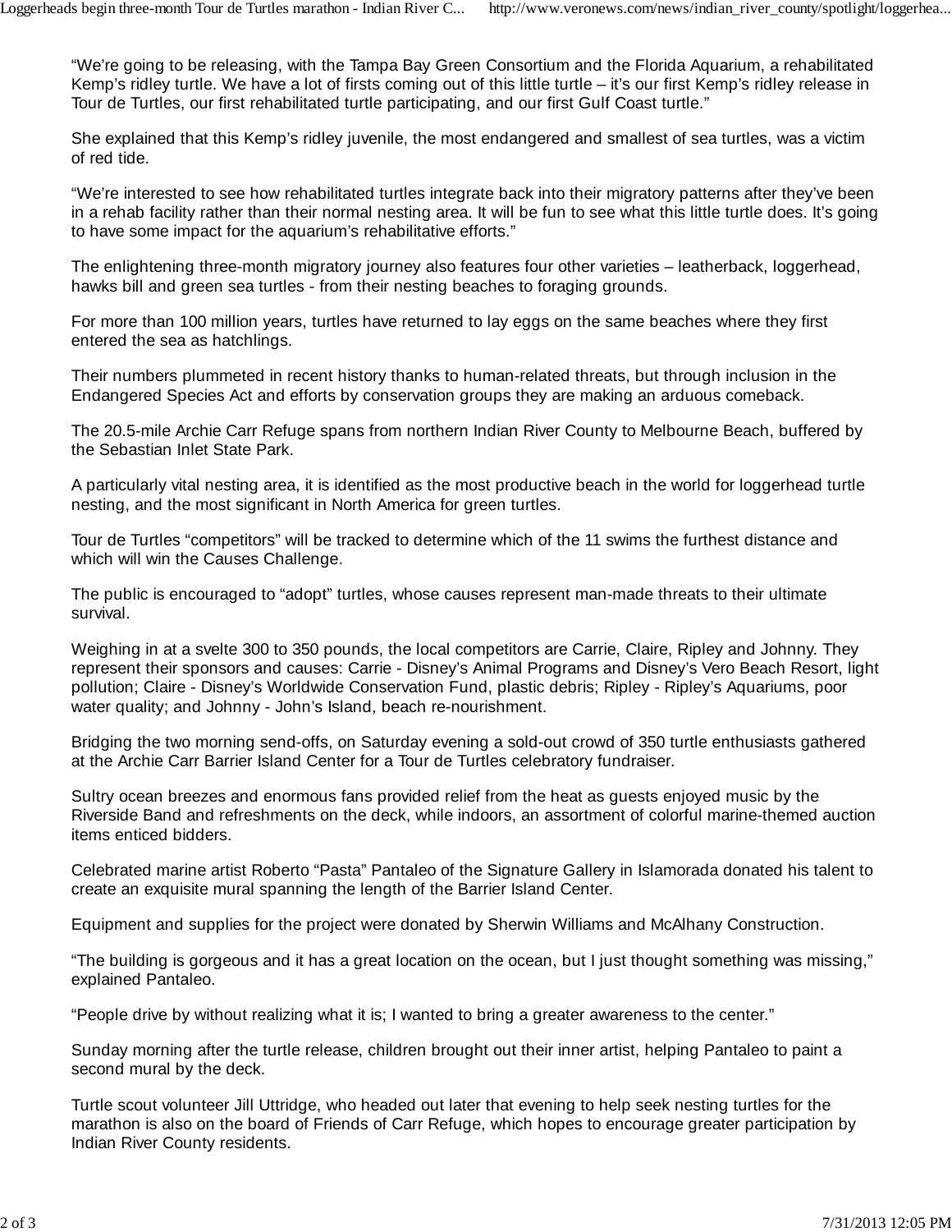"We're going to be releasing, with the Tampa Bay Green Consortium and the Florida Aquarium, a rehabilitated Kemp's ridley turtle. We have a lot of firsts coming out of this little turtle – it's our first Kemp's ridley release in Tour de Turtles, our first rehabilitated turtle participating, and our first Gulf Coast turtle."

She explained that this Kemp's ridley juvenile, the most endangered and smallest of sea turtles, was a victim of red tide.

"We're interested to see how rehabilitated turtles integrate back into their migratory patterns after they've been in a rehab facility rather than their normal nesting area. It will be fun to see what this little turtle does. It's going to have some impact for the aquarium's rehabilitative efforts."

The enlightening three-month migratory journey also features four other varieties – leatherback, loggerhead, hawks bill and green sea turtles - from their nesting beaches to foraging grounds.

For more than 100 million years, turtles have returned to lay eggs on the same beaches where they first entered the sea as hatchlings.

Their numbers plummeted in recent history thanks to human-related threats, but through inclusion in the Endangered Species Act and efforts by conservation groups they are making an arduous comeback.

The 20.5-mile Archie Carr Refuge spans from northern Indian River County to Melbourne Beach, buffered by the Sebastian Inlet State Park.

A particularly vital nesting area, it is identified as the most productive beach in the world for loggerhead turtle nesting, and the most significant in North America for green turtles.

Tour de Turtles "competitors" will be tracked to determine which of the 11 swims the furthest distance and which will win the Causes Challenge.

The public is encouraged to "adopt" turtles, whose causes represent man-made threats to their ultimate survival.

Weighing in at a svelte 300 to 350 pounds, the local competitors are Carrie, Claire, Ripley and Johnny. They represent their sponsors and causes: Carrie - Disney's Animal Programs and Disney's Vero Beach Resort, light pollution; Claire - Disney's Worldwide Conservation Fund, plastic debris; Ripley - Ripley's Aquariums, poor water quality; and Johnny - John's Island, beach re-nourishment.

Bridging the two morning send-offs, on Saturday evening a sold-out crowd of 350 turtle enthusiasts gathered at the Archie Carr Barrier Island Center for a Tour de Turtles celebratory fundraiser.

Sultry ocean breezes and enormous fans provided relief from the heat as guests enjoyed music by the Riverside Band and refreshments on the deck, while indoors, an assortment of colorful marine-themed auction items enticed bidders.

Celebrated marine artist Roberto "Pasta" Pantaleo of the Signature Gallery in Islamorada donated his talent to create an exquisite mural spanning the length of the Barrier Island Center.

Equipment and supplies for the project were donated by Sherwin Williams and McAlhany Construction.

"The building is gorgeous and it has a great location on the ocean, but I just thought something was missing," explained Pantaleo.

"People drive by without realizing what it is; I wanted to bring a greater awareness to the center."

Sunday morning after the turtle release, children brought out their inner artist, helping Pantaleo to paint a second mural by the deck.

Turtle scout volunteer Jill Uttridge, who headed out later that evening to help seek nesting turtles for the marathon is also on the board of Friends of Carr Refuge, which hopes to encourage greater participation by Indian River County residents.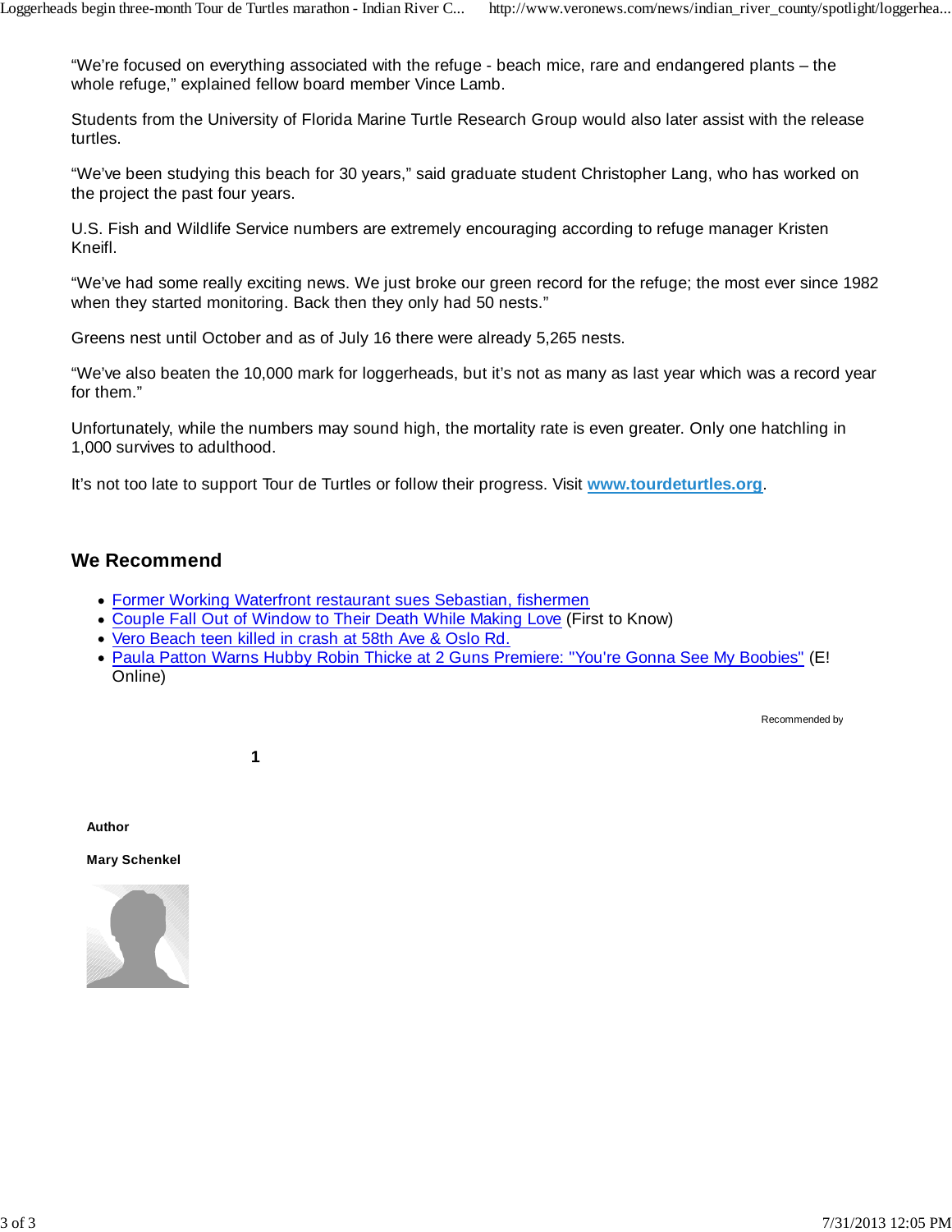"We're focused on everything associated with the refuge - beach mice, rare and endangered plants – the whole refuge," explained fellow board member Vince Lamb.

Students from the University of Florida Marine Turtle Research Group would also later assist with the release turtles.

"We've been studying this beach for 30 years," said graduate student Christopher Lang, who has worked on the project the past four years.

U.S. Fish and Wildlife Service numbers are extremely encouraging according to refuge manager Kristen Kneifl.

"We've had some really exciting news. We just broke our green record for the refuge; the most ever since 1982 when they started monitoring. Back then they only had 50 nests."

Greens nest until October and as of July 16 there were already 5,265 nests.

"We've also beaten the 10,000 mark for loggerheads, but it's not as many as last year which was a record year for them."

Unfortunately, while the numbers may sound high, the mortality rate is even greater. Only one hatchling in 1,000 survives to adulthood.

It's not too late to support Tour de Turtles or follow their progress. Visit **www.tourdeturtles.org**.

## We Recommend

- Former Working Waterfront restaurant sues Sebastian, fishermen
- Couple Fall Out of Window to Their Death While Making Love (First to Know)
- Vero Beach teen killed in crash at 58th Ave & Oslo Rd.
- Paula Patton Warns Hubby Robin Thicke at 2 Guns Premiere: "You're Gonna See My Boobies" (E! Online)

Recommended by

**1**

**Author**

**Mary Schenkel**